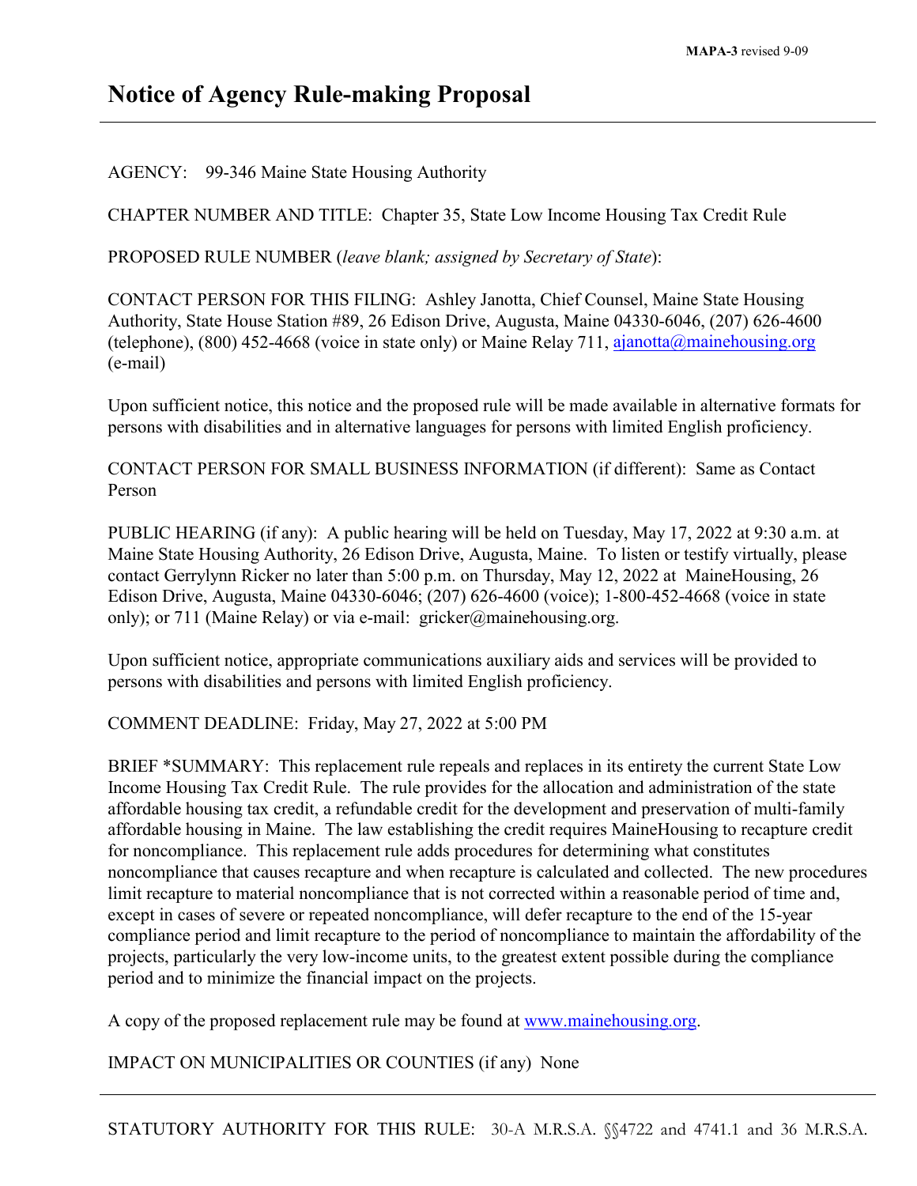**MAPA-3** revised 9-09

# Notice of Agency Rule-making Proposal

AGENCY: 99-346 Maine State Housing Authority

CHAPTER NUMBER AND TITLE: Chapter 35, State Low Income Housing Tax Credit Rule

PROPOSED RULE NUMBER (*leave blank; assigned by Secretary of State*):

CONTACT PERSON FOR THIS FILING: Ashley Janotta, Chief Counsel, Maine State Housing Authority, State House Station #89, 26 Edison Drive, Augusta, Maine 04330-6046, (207) 626-4600 (telephone), (800) 452-4668 (voice in state only) or Maine Relay 711, ajanotta@mainehousing.org (e-mail)

Upon sufficient notice, this notice and the proposed rule will be made available in alternative formats for persons with disabilities and in alternative languages for persons with limited English proficiency.

CONTACT PERSON FOR SMALL BUSINESS INFORMATION (if different): Same as Contact Person

PUBLIC HEARING (if any): A public hearing will be held on Tuesday, May 17, 2022 at 9:30 a.m. at Maine State Housing Authority, 26 Edison Drive, Augusta, Maine. To listen or testify virtually, please contact Gerrylynn Ricker no later than 5:00 p.m. on Thursday, May 12, 2022 at MaineHousing, 26 Edison Drive, Augusta, Maine 04330-6046; (207) 626-4600 (voice); 1-800-452-4668 (voice in state only); or 711 (Maine Relay) or via e-mail: gricker@mainehousing.org.

Upon sufficient notice, appropriate communications auxiliary aids and services will be provided to persons with disabilities and persons with limited English proficiency.

COMMENT DEADLINE: Friday, May 27, 2022 at 5:00 PM

BRIEF *SUMMARY: This replacement rule repeals and replaces in its entirety the current State Low Income Housing Tax Credit Rule. The rule provides for the allocation and administration of the state affordable housing tax credit, a refundable credit for the development and preservation of multi-family affordable housing in Maine. The law establishing the credit requires MaineHousing to recapture credit for noncompliance. This replacement rule adds procedures for determining what constitutes noncompliance that causes recapture and when recapture is calculated and collected. The new procedures limit recapture to material noncompliance that is not corrected within a reasonable period of time and, except in cases of severe or repeated noncompliance, will defer recapture to the end of the 15-year compliance period and limit recapture to the period of noncompliance to maintain the affordability of the projects, particularly the very low-income units, to the greatest extent possible during the compliance period and to minimize the financial impact on the projects.

A copy of the proposed replacement rule may be found at www.mainehousing.org.

IMPACT ON MUNICIPALITIES OR COUNTIES (if any) None

---

STATUTORY AUTHORITY FOR THIS RULE: 30-A M.R.S.A. §§4722 and 4741.1 and 36 M.R.S.A.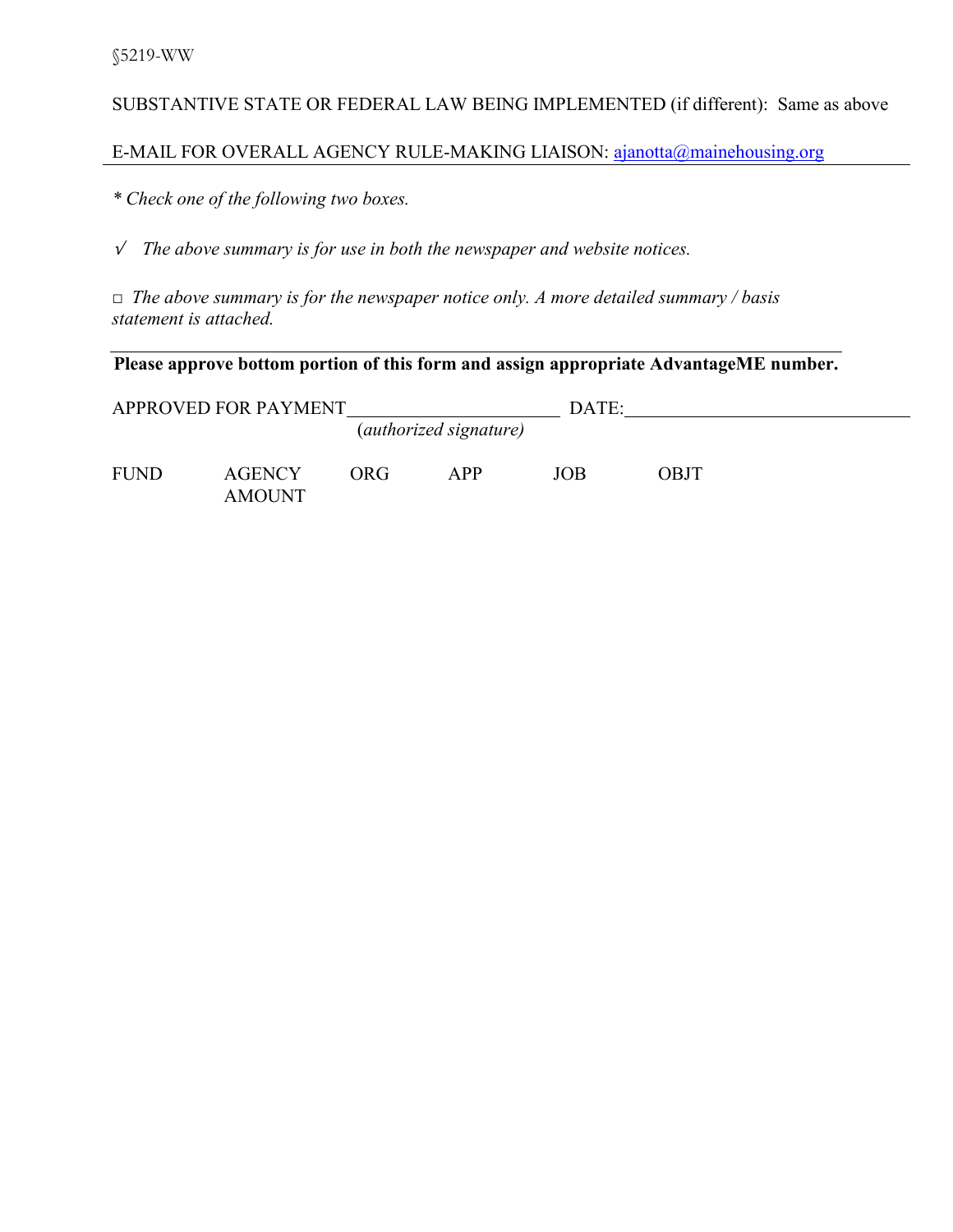§5219-WW

SUBSTANTIVE STATE OR FEDERAL LAW BEING IMPLEMENTED (if different): Same as above

E-MAIL FOR OVERALL AGENCY RULE-MAKING LIAISON: ajanotta@mainehousing.org

---

*\* Check one of the following two boxes.*

√ *The above summary is for use in both the newspaper and website notices.*

□ *The above summary is for the newspaper notice only. A more detailed summary / basis statement is attached.*

---

**Please approve bottom portion of this form and assign appropriate AdvantageME number.**

APPROVED FOR PAYMENT\_\_\_\_\_\_\_\_\_\_\_\_\_\_\_\_\_\_\_\_\_\_ DATE:\_\_\_\_\_\_\_\_\_\_\_\_\_\_\_\_\_\_\_\_\_\_\_\_\_\_\_\_\_\_

(*authorized signature)*

| FUND | AGENCY AMOUNT | ORG | APP | JOB | OBJT |
|---|---|---|---|---|---|